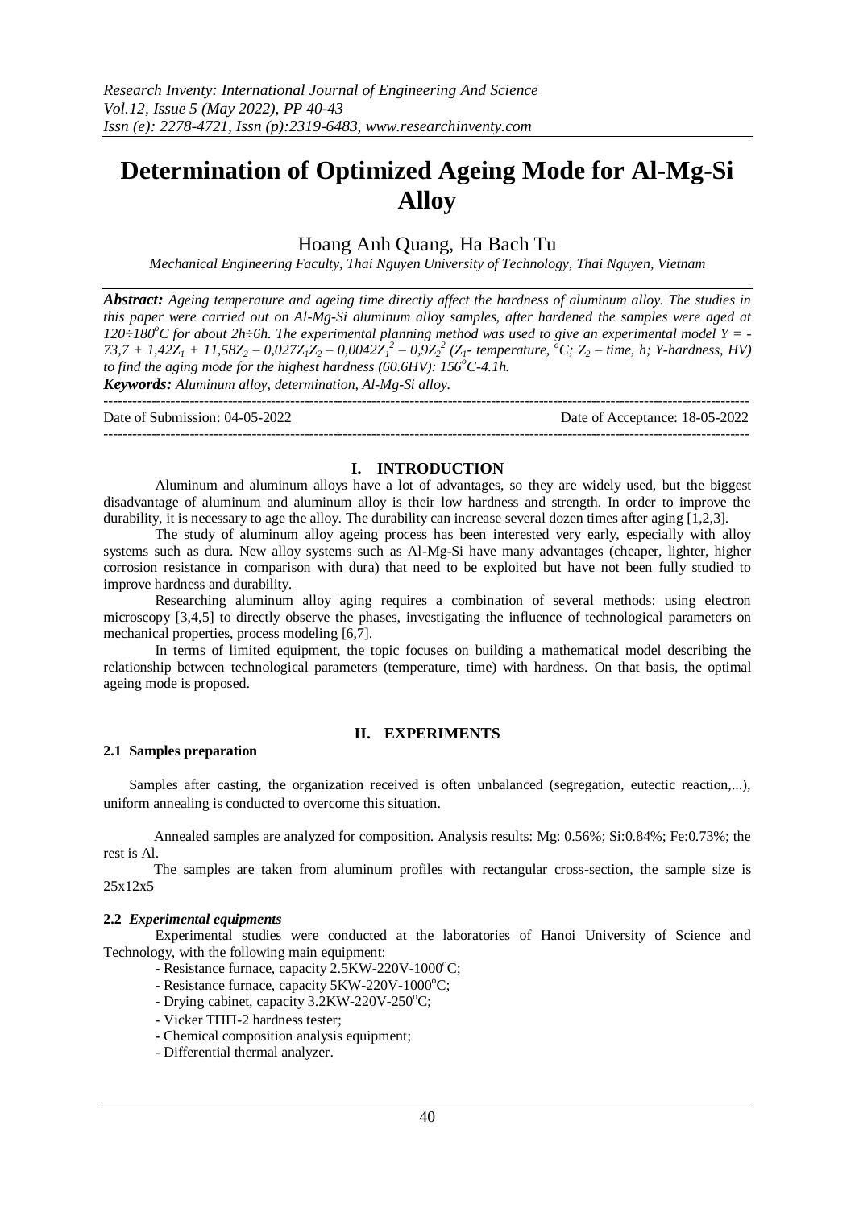# Determination of Optimized Ageing Mode for Al-Mg-Si Alloy

Hoang Anh Quang, Ha Bach Tu

*Mechanical Engineering Faculty, Thai Nguyen University of Technology, Thai Nguyen, Vietnam*

***Abstract:*** *Ageing temperature and ageing time directly affect the hardness of aluminum alloy. The studies in this paper were carried out on Al-Mg-Si aluminum alloy samples, after hardened the samples were aged at 120÷180°C for about 2h÷6h. The experimental planning method was used to give an experimental model* $Y = -73,7 + 1,42Z_1 + 11,58Z_2 - 0,027Z_1Z_2 - 0,0042Z_1^2 - 0,9Z_2^2$ *($Z_1$- temperature, °C; $Z_2$ – time, h; Y-hardness, HV) to find the aging mode for the highest hardness (60.6HV): 156°C-4.1h.*

***Keywords:*** *Aluminum alloy, determination, Al-Mg-Si alloy.*

---

Date of Submission: 04-05-2022 Date of Acceptance: 18-05-2022

---

## I. INTRODUCTION

Aluminum and aluminum alloys have a lot of advantages, so they are widely used, but the biggest disadvantage of aluminum and aluminum alloy is their low hardness and strength. In order to improve the durability, it is necessary to age the alloy. The durability can increase several dozen times after aging [1,2,3].

The study of aluminum alloy ageing process has been interested very early, especially with alloy systems such as dura. New alloy systems such as Al-Mg-Si have many advantages (cheaper, lighter, higher corrosion resistance in comparison with dura) that need to be exploited but have not been fully studied to improve hardness and durability.

Researching aluminum alloy aging requires a combination of several methods: using electron microscopy [3,4,5] to directly observe the phases, investigating the influence of technological parameters on mechanical properties, process modeling [6,7].

In terms of limited equipment, the topic focuses on building a mathematical model describing the relationship between technological parameters (temperature, time) with hardness. On that basis, the optimal ageing mode is proposed.

## II. EXPERIMENTS

### 2.1 Samples preparation

Samples after casting, the organization received is often unbalanced (segregation, eutectic reaction,...), uniform annealing is conducted to overcome this situation.

Annealed samples are analyzed for composition. Analysis results: Mg: 0.56%; Si:0.84%; Fe:0.73%; the rest is Al.

The samples are taken from aluminum profiles with rectangular cross-section, the sample size is 25x12x5

### 2.2 *Experimental equipments*

Experimental studies were conducted at the laboratories of Hanoi University of Science and Technology, with the following main equipment:

- Resistance furnace, capacity 2.5KW-220V-1000°C;
- Resistance furnace, capacity 5KW-220V-1000°C;
- Drying cabinet, capacity 3.2KW-220V-250°C;
- Vicker ТПП-2 hardness tester;
- Chemical composition analysis equipment;
- Differential thermal analyzer.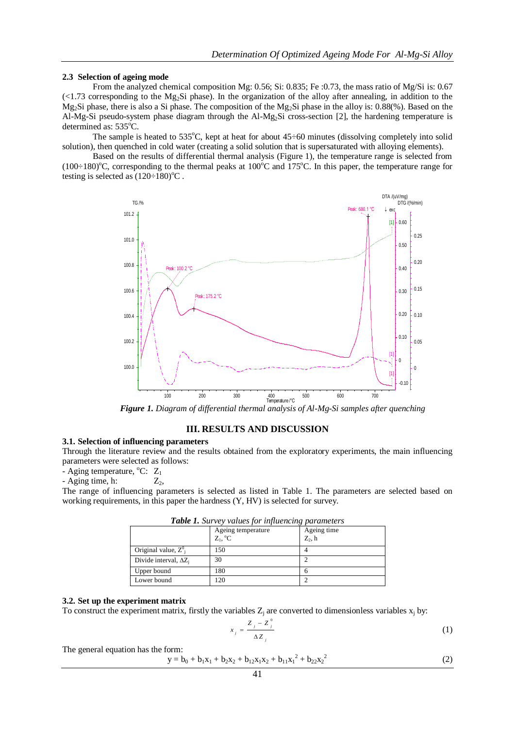### 2.3 Selection of ageing mode

From the analyzed chemical composition Mg: 0.56; Si: 0.835; Fe :0.73, the mass ratio of Mg/Si is: 0.67 (<1.73 corresponding to the $Mg_2Si$ phase). In the organization of the alloy after annealing, in addition to the $Mg_2Si$ phase, there is also a Si phase. The composition of the $Mg_2Si$ phase in the alloy is: 0.88(%). Based on the Al-Mg-Si pseudo-system phase diagram through the Al-$Mg_2Si$ cross-section [2], the hardening temperature is determined as: 535°C.

The sample is heated to 535°C, kept at heat for about 45÷60 minutes (dissolving completely into solid solution), then quenched in cold water (creating a solid solution that is supersaturated with alloying elements).

Based on the results of differential thermal analysis (Figure 1), the temperature range is selected from (100÷180)°C, corresponding to the thermal peaks at 100°C and 175°C. In this paper, the temperature range for testing is selected as (120÷180)°C .

***Figure 1.*** *Diagram of differential thermal analysis of Al-Mg-Si samples after quenching*

## III. RESULTS AND DISCUSSION

### 3.1. Selection of influencing parameters

Through the literature review and the results obtained from the exploratory experiments, the main influencing parameters were selected as follows:

- Aging temperature, °C: $Z_1$
- Aging time, h: $Z_2$,

The range of influencing parameters is selected as listed in Table 1. The parameters are selected based on working requirements, in this paper the hardness (Y, HV) is selected for survey.

***Table 1.*** *Survey values for influencing parameters*

| | Ageing temperature $Z_1$, °C | Ageing time $Z_2$, h |
|---|---|---|
| Original value, $Z^0_j$ | 150 | 4 |
| Divide interval, $\Delta Z_j$ | 30 | 2 |
| Upper bound | 180 | 6 |
| Lower bound | 120 | 2 |

### 3.2. Set up the experiment matrix

To construct the experiment matrix, firstly the variables $Z_j$ are converted to dimensionless variables $x_j$ by:

$$x_j = \frac{Z_j - Z_j^o}{\Delta Z_j} \tag{1}$$

The general equation has the form:

$$y = b_0 + b_1x_1 + b_2x_2 + b_{12}x_1x_2 + b_{11}x_1^2 + b_{22}x_2^2 \tag{2}$$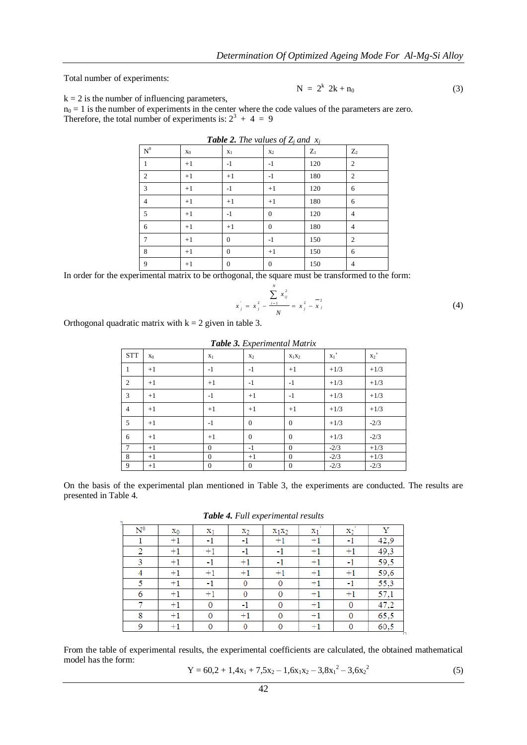Total number of experiments:

$$N = 2^k \; 2k + n_0 \tag{3}$$

k = 2 is the number of influencing parameters,
$n_0 = 1$ is the number of experiments in the center where the code values of the parameters are zero.
Therefore, the total number of experiments is: $2^3 + 4 = 9$

***Table 2.*** *The values of $Z_j$ and $x_j$*

| $N^0$ | $x_0$ | $x_1$ | $x_2$ | $Z_1$ | $Z_2$ |
|---|---|---|---|---|---|
| 1 | +1 | -1 | -1 | 120 | 2 |
| 2 | +1 | +1 | -1 | 180 | 2 |
| 3 | +1 | -1 | +1 | 120 | 6 |
| 4 | +1 | +1 | +1 | 180 | 6 |
| 5 | +1 | -1 | 0 | 120 | 4 |
| 6 | +1 | +1 | 0 | 180 | 4 |
| 7 | +1 | 0 | -1 | 150 | 2 |
| 8 | +1 | 0 | +1 | 150 | 6 |
| 9 | +1 | 0 | 0 | 150 | 4 |

In order for the experimental matrix to be orthogonal, the square must be transformed to the form:

$$x_j^{'} = x_j^2 - \frac{\sum_{i=1}^{N} x_{ij}^2}{N} = x_j^2 - \overline{x}_j^2 \tag{4}$$

Orthogonal quadratic matrix with k = 2 given in table 3.

***Table 3.*** *Experimental Matrix*

| STT | $x_0$ | $x_1$ | $x_2$ | $x_1x_2$ | $x_1$' | $x_2$' |
|---|---|---|---|---|---|---|
| 1 | +1 | -1 | -1 | +1 | +1/3 | +1/3 |
| 2 | +1 | +1 | -1 | -1 | +1/3 | +1/3 |
| 3 | +1 | -1 | +1 | -1 | +1/3 | +1/3 |
| 4 | +1 | +1 | +1 | +1 | +1/3 | +1/3 |
| 5 | +1 | -1 | 0 | 0 | +1/3 | -2/3 |
| 6 | +1 | +1 | 0 | 0 | +1/3 | -2/3 |
| 7 | +1 | 0 | -1 | 0 | -2/3 | +1/3 |
| 8 | +1 | 0 | +1 | 0 | -2/3 | +1/3 |
| 9 | +1 | 0 | 0 | 0 | -2/3 | -2/3 |

On the basis of the experimental plan mentioned in Table 3, the experiments are conducted. The results are presented in Table 4.

***Table 4.*** *Full experimental results*

| $N^0$ | $x_0$ | $x_1$ | $x_2$ | $x_1x_2$ | $x_1$' | $x_2$' | Y |
|---|---|---|---|---|---|---|---|
| 1 | +1 | -1 | -1 | +1 | +1 | -1 | 42,9 |
| 2 | +1 | +1 | -1 | -1 | +1 | +1 | 49,3 |
| 3 | +1 | -1 | +1 | -1 | +1 | -1 | 59,5 |
| 4 | +1 | +1 | +1 | +1 | +1 | +1 | 59,6 |
| 5 | +1 | -1 | 0 | 0 | +1 | -1 | 55,3 |
| 6 | +1 | +1 | 0 | 0 | +1 | +1 | 57,1 |
| 7 | +1 | 0 | -1 | 0 | +1 | 0 | 47,2 |
| 8 | +1 | 0 | +1 | 0 | +1 | 0 | 65,5 |
| 9 | +1 | 0 | 0 | 0 | +1 | 0 | 60,5 |

From the table of experimental results, the experimental coefficients are calculated, the obtained mathematical model has the form:

$$Y = 60{,}2 + 1{,}4x_1 + 7{,}5x_2 - 1{,}6x_1x_2 - 3{,}8x_1^2 - 3{,}6x_2^2 \tag{5}$$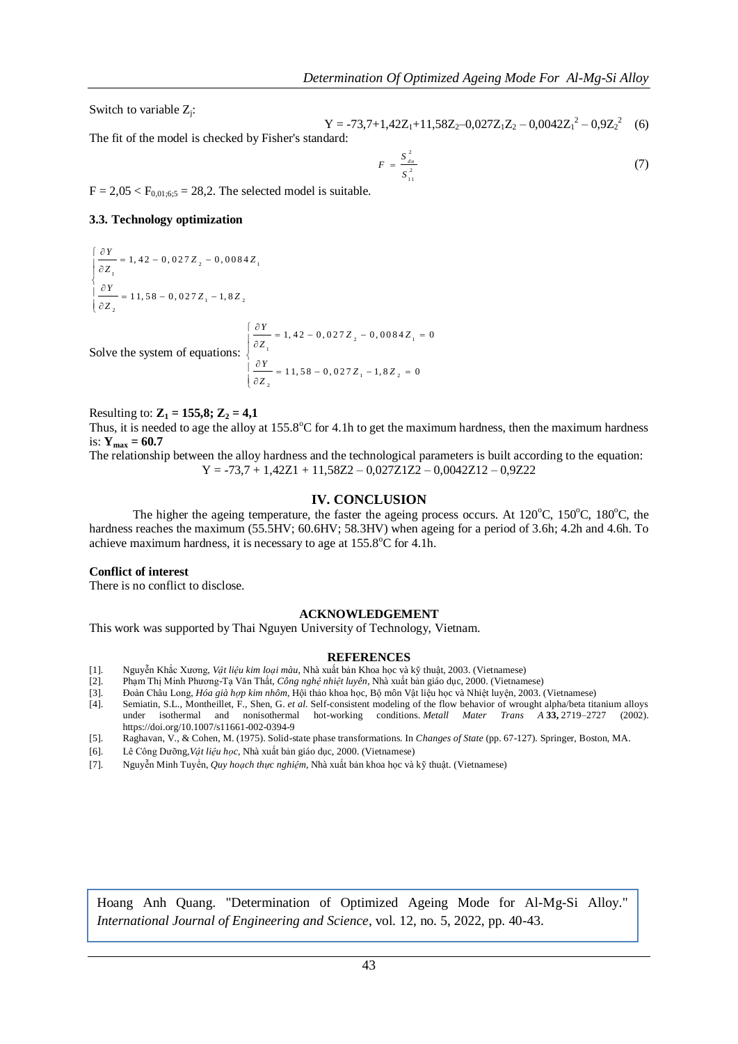Switch to variable $Z_j$:

$$Y = -73{,}7+1{,}42Z_1+11{,}58Z_2-0{,}027Z_1Z_2 - 0{,}0042Z_1^2 - 0{,}9Z_2^2 \quad (6)$$

The fit of the model is checked by Fisher's standard:

$$F = \frac{S_{du}^2}{S_{11}^2} \quad (7)$$

$F = 2{,}05 < F_{0,01;6;5} = 28{,}2$. The selected model is suitable.

### 3.3. Technology optimization

$$\begin{cases} \dfrac{\partial Y}{\partial Z_1} = 1{,}42 - 0{,}027Z_2 - 0{,}0084Z_1 \\ \dfrac{\partial Y}{\partial Z_2} = 11{,}58 - 0{,}027Z_1 - 1{,}8Z_2 \end{cases}$$

Solve the system of equations:

$$\begin{cases} \dfrac{\partial Y}{\partial Z_1} = 1{,}42 - 0{,}027Z_2 - 0{,}0084Z_1 = 0 \\ \dfrac{\partial Y}{\partial Z_2} = 11{,}58 - 0{,}027Z_1 - 1{,}8Z_2 = 0 \end{cases}$$

Resulting to: $\mathbf{Z_1 = 155{,}8; Z_2 = 4{,}1}$

Thus, it is needed to age the alloy at 155.8°C for 4.1h to get the maximum hardness, then the maximum hardness is: $\mathbf{Y_{max} = 60.7}$

The relationship between the alloy hardness and the technological parameters is built according to the equation:

Y = -73,7 + 1,42Z1 + 11,58Z2 – 0,027Z1Z2 – 0,0042Z12 – 0,9Z22

## IV. CONCLUSION

The higher the ageing temperature, the faster the ageing process occurs. At 120°C, 150°C, 180°C, the hardness reaches the maximum (55.5HV; 60.6HV; 58.3HV) when ageing for a period of 3.6h; 4.2h and 4.6h. To achieve maximum hardness, it is necessary to age at 155.8°C for 4.1h.

**Conflict of interest**

There is no conflict to disclose.

**ACKNOWLEDGEMENT**

This work was supported by Thai Nguyen University of Technology, Vietnam.

**REFERENCES**

[1]. Nguyễn Khắc Xương, *Vật liệu kim loại màu*, Nhà xuất bản Khoa học và kỹ thuật, 2003. (Vietnamese)

[2]. Phạm Thị Minh Phương-Tạ Văn Thất, *Công nghệ nhiệt luyện*, Nhà xuất bản giáo dục, 2000. (Vietnamese)

[3]. Đoàn Châu Long, *Hóa già hợp kim nhôm*, Hội thảo khoa học, Bộ môn Vật liệu học và Nhiệt luyện, 2003. (Vietnamese)

[4]. Semiatin, S.L., Montheillet, F., Shen, G. *et al*. Self-consistent modeling of the flow behavior of wrought alpha/beta titanium alloys under isothermal and nonisothermal hot-working conditions. *Metall Mater Trans A* **33,** 2719–2727 (2002). https://doi.org/10.1007/s11661-002-0394-9

[5]. Raghavan, V., & Cohen, M. (1975). Solid-state phase transformations. In *Changes of State* (pp. 67-127). Springer, Boston, MA.

[6]. Lê Công Dưỡng,*Vật liệu học*, Nhà xuất bản giáo dục, 2000. (Vietnamese)

[7]. Nguyễn Minh Tuyển, *Quy hoạch thực nghiệm*, Nhà xuất bản khoa học và kỹ thuật. (Vietnamese)

Hoang Anh Quang. "Determination of Optimized Ageing Mode for Al-Mg-Si Alloy." *International Journal of Engineering and Science*, vol. 12, no. 5, 2022, pp. 40-43.